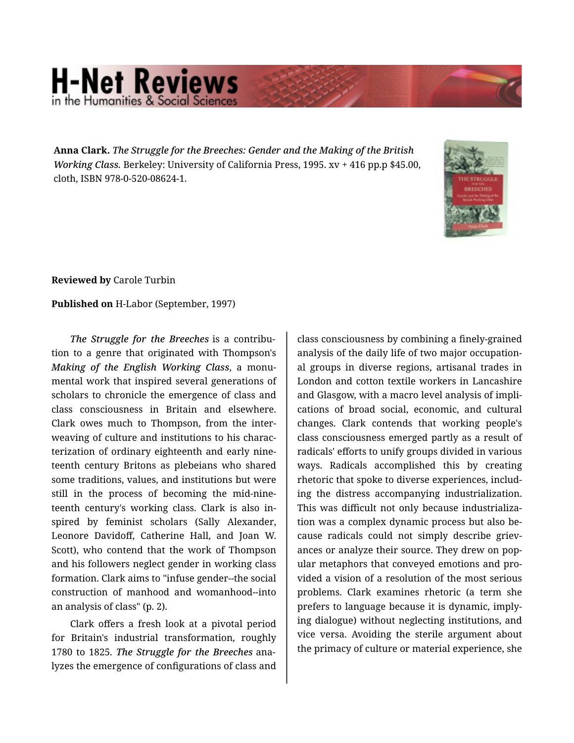**Anna Clark.** *The Struggle for the Breeches: Gender and the Making of the British Working Class.* Berkeley: University of California Press, 1995. xv + 416 pp.p $45.00, cloth, ISBN 978-0-520-08624-1.

**Reviewed by** Carole Turbin

**Published on** H-Labor (September, 1997)

*The Struggle for the Breeches* is a contribution to a genre that originated with Thompson's *Making of the English Working Class*, a monumental work that inspired several generations of scholars to chronicle the emergence of class and class consciousness in Britain and elsewhere. Clark owes much to Thompson, from the interweaving of culture and institutions to his characterization of ordinary eighteenth and early nineteenth century Britons as plebeians who shared some traditions, values, and institutions but were still in the process of becoming the mid-nineteenth century's working class. Clark is also inspired by feminist scholars (Sally Alexander, Leonore Davidoff, Catherine Hall, and Joan W. Scott), who contend that the work of Thompson and his followers neglect gender in working class formation. Clark aims to "infuse gender--the social construction of manhood and womanhood--into an analysis of class" (p. 2).

Clark offers a fresh look at a pivotal period for Britain's industrial transformation, roughly 1780 to 1825. *The Struggle for the Breeches* analyzes the emergence of configurations of class and class consciousness by combining a finely-grained analysis of the daily life of two major occupational groups in diverse regions, artisanal trades in London and cotton textile workers in Lancashire and Glasgow, with a macro level analysis of implications of broad social, economic, and cultural changes. Clark contends that working people's class consciousness emerged partly as a result of radicals' efforts to unify groups divided in various ways. Radicals accomplished this by creating rhetoric that spoke to diverse experiences, including the distress accompanying industrialization. This was difficult not only because industrialization was a complex dynamic process but also because radicals could not simply describe grievances or analyze their source. They drew on popular metaphors that conveyed emotions and provided a vision of a resolution of the most serious problems. Clark examines rhetoric (a term she prefers to language because it is dynamic, implying dialogue) without neglecting institutions, and vice versa. Avoiding the sterile argument about the primacy of culture or material experience, she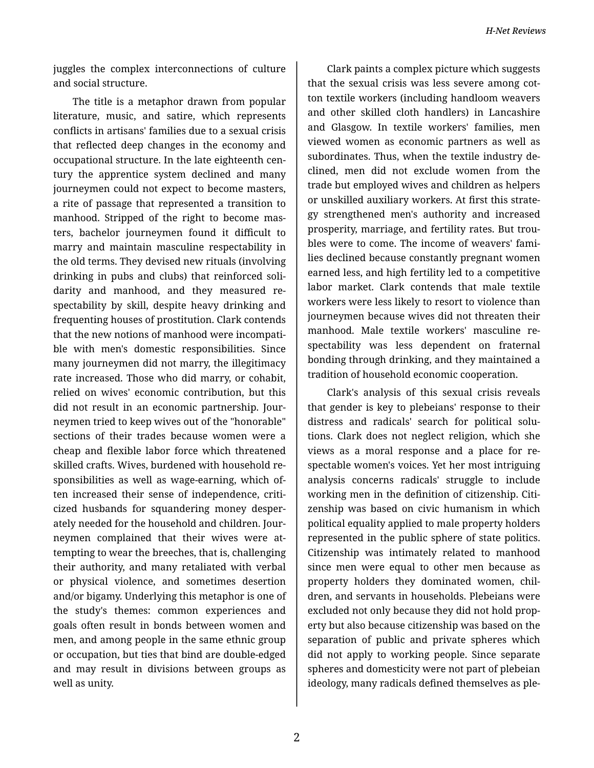juggles the complex interconnections of culture and social structure.

The title is a metaphor drawn from popular literature, music, and satire, which represents conflicts in artisans' families due to a sexual crisis that reflected deep changes in the economy and occupational structure. In the late eighteenth century the apprentice system declined and many journeymen could not expect to become masters, a rite of passage that represented a transition to manhood. Stripped of the right to become masters, bachelor journeymen found it difficult to marry and maintain masculine respectability in the old terms. They devised new rituals (involving drinking in pubs and clubs) that reinforced solidarity and manhood, and they measured respectability by skill, despite heavy drinking and frequenting houses of prostitution. Clark contends that the new notions of manhood were incompatible with men's domestic responsibilities. Since many journeymen did not marry, the illegitimacy rate increased. Those who did marry, or cohabit, relied on wives' economic contribution, but this did not result in an economic partnership. Journeymen tried to keep wives out of the "honorable" sections of their trades because women were a cheap and flexible labor force which threatened skilled crafts. Wives, burdened with household responsibilities as well as wage-earning, which often increased their sense of independence, criticized husbands for squandering money desperately needed for the household and children. Journeymen complained that their wives were attempting to wear the breeches, that is, challenging their authority, and many retaliated with verbal or physical violence, and sometimes desertion and/or bigamy. Underlying this metaphor is one of the study's themes: common experiences and goals often result in bonds between women and men, and among people in the same ethnic group or occupation, but ties that bind are double-edged and may result in divisions between groups as well as unity.

Clark paints a complex picture which suggests that the sexual crisis was less severe among cotton textile workers (including handloom weavers and other skilled cloth handlers) in Lancashire and Glasgow. In textile workers' families, men viewed women as economic partners as well as subordinates. Thus, when the textile industry declined, men did not exclude women from the trade but employed wives and children as helpers or unskilled auxiliary workers. At first this strategy strengthened men's authority and increased prosperity, marriage, and fertility rates. But troubles were to come. The income of weavers' families declined because constantly pregnant women earned less, and high fertility led to a competitive labor market. Clark contends that male textile workers were less likely to resort to violence than journeymen because wives did not threaten their manhood. Male textile workers' masculine respectability was less dependent on fraternal bonding through drinking, and they maintained a tradition of household economic cooperation.

Clark's analysis of this sexual crisis reveals that gender is key to plebeians' response to their distress and radicals' search for political solutions. Clark does not neglect religion, which she views as a moral response and a place for respectable women's voices. Yet her most intriguing analysis concerns radicals' struggle to include working men in the definition of citizenship. Citizenship was based on civic humanism in which political equality applied to male property holders represented in the public sphere of state politics. Citizenship was intimately related to manhood since men were equal to other men because as property holders they dominated women, children, and servants in households. Plebeians were excluded not only because they did not hold property but also because citizenship was based on the separation of public and private spheres which did not apply to working people. Since separate spheres and domesticity were not part of plebeian ideology, many radicals defined themselves as ple-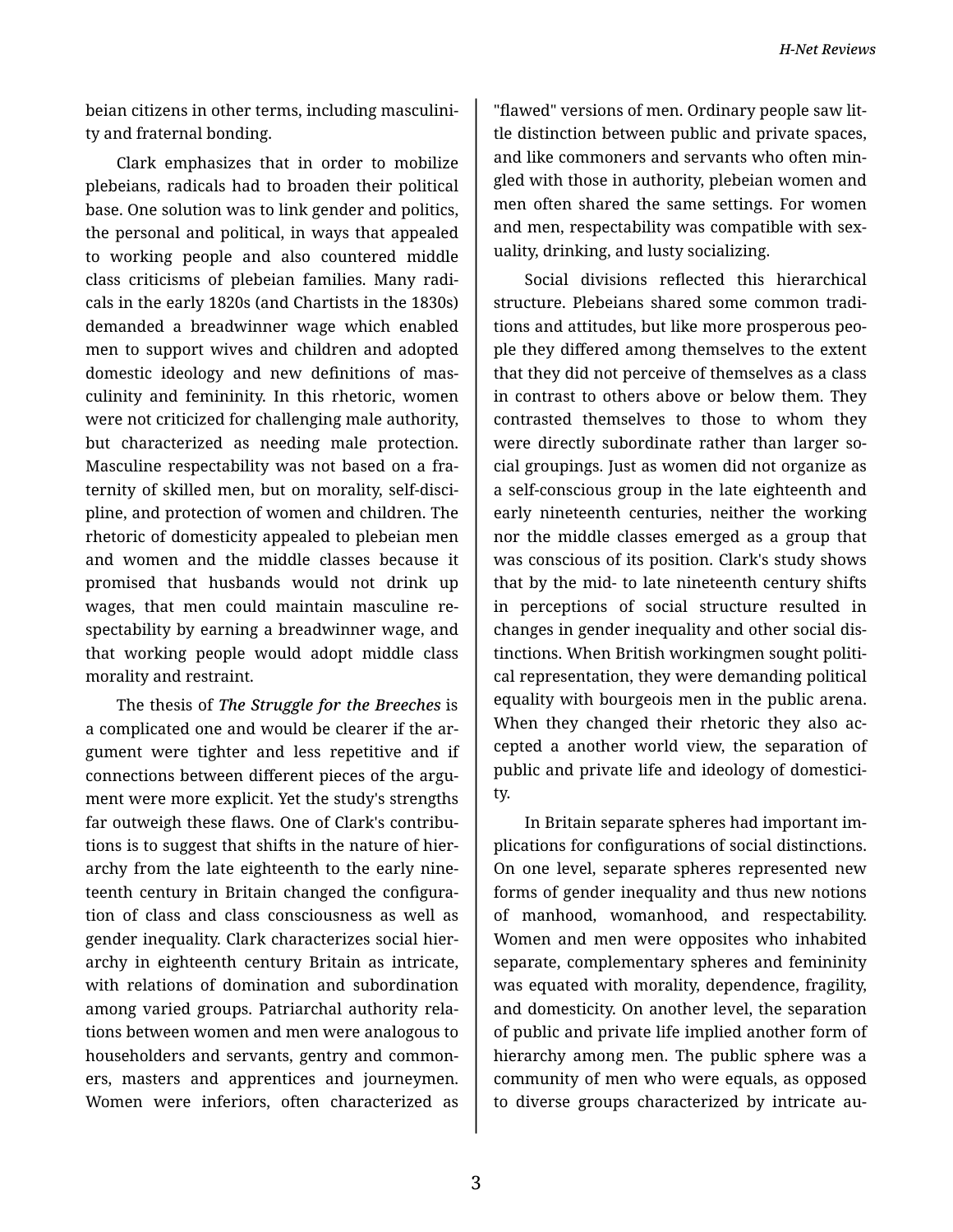beian citizens in other terms, including masculinity and fraternal bonding.

Clark emphasizes that in order to mobilize plebeians, radicals had to broaden their political base. One solution was to link gender and politics, the personal and political, in ways that appealed to working people and also countered middle class criticisms of plebeian families. Many radicals in the early 1820s (and Chartists in the 1830s) demanded a breadwinner wage which enabled men to support wives and children and adopted domestic ideology and new definitions of masculinity and femininity. In this rhetoric, women were not criticized for challenging male authority, but characterized as needing male protection. Masculine respectability was not based on a fraternity of skilled men, but on morality, self-discipline, and protection of women and children. The rhetoric of domesticity appealed to plebeian men and women and the middle classes because it promised that husbands would not drink up wages, that men could maintain masculine respectability by earning a breadwinner wage, and that working people would adopt middle class morality and restraint.

The thesis of *The Struggle for the Breeches* is a complicated one and would be clearer if the argument were tighter and less repetitive and if connections between different pieces of the argument were more explicit. Yet the study's strengths far outweigh these flaws. One of Clark's contributions is to suggest that shifts in the nature of hierarchy from the late eighteenth to the early nineteenth century in Britain changed the configuration of class and class consciousness as well as gender inequality. Clark characterizes social hierarchy in eighteenth century Britain as intricate, with relations of domination and subordination among varied groups. Patriarchal authority relations between women and men were analogous to householders and servants, gentry and commoners, masters and apprentices and journeymen. Women were inferiors, often characterized as "flawed" versions of men. Ordinary people saw little distinction between public and private spaces, and like commoners and servants who often mingled with those in authority, plebeian women and men often shared the same settings. For women and men, respectability was compatible with sexuality, drinking, and lusty socializing.

Social divisions reflected this hierarchical structure. Plebeians shared some common traditions and attitudes, but like more prosperous people they differed among themselves to the extent that they did not perceive of themselves as a class in contrast to others above or below them. They contrasted themselves to those to whom they were directly subordinate rather than larger social groupings. Just as women did not organize as a self-conscious group in the late eighteenth and early nineteenth centuries, neither the working nor the middle classes emerged as a group that was conscious of its position. Clark's study shows that by the mid- to late nineteenth century shifts in perceptions of social structure resulted in changes in gender inequality and other social distinctions. When British workingmen sought political representation, they were demanding political equality with bourgeois men in the public arena. When they changed their rhetoric they also accepted a another world view, the separation of public and private life and ideology of domesticity.

In Britain separate spheres had important implications for configurations of social distinctions. On one level, separate spheres represented new forms of gender inequality and thus new notions of manhood, womanhood, and respectability. Women and men were opposites who inhabited separate, complementary spheres and femininity was equated with morality, dependence, fragility, and domesticity. On another level, the separation of public and private life implied another form of hierarchy among men. The public sphere was a community of men who were equals, as opposed to diverse groups characterized by intricate au-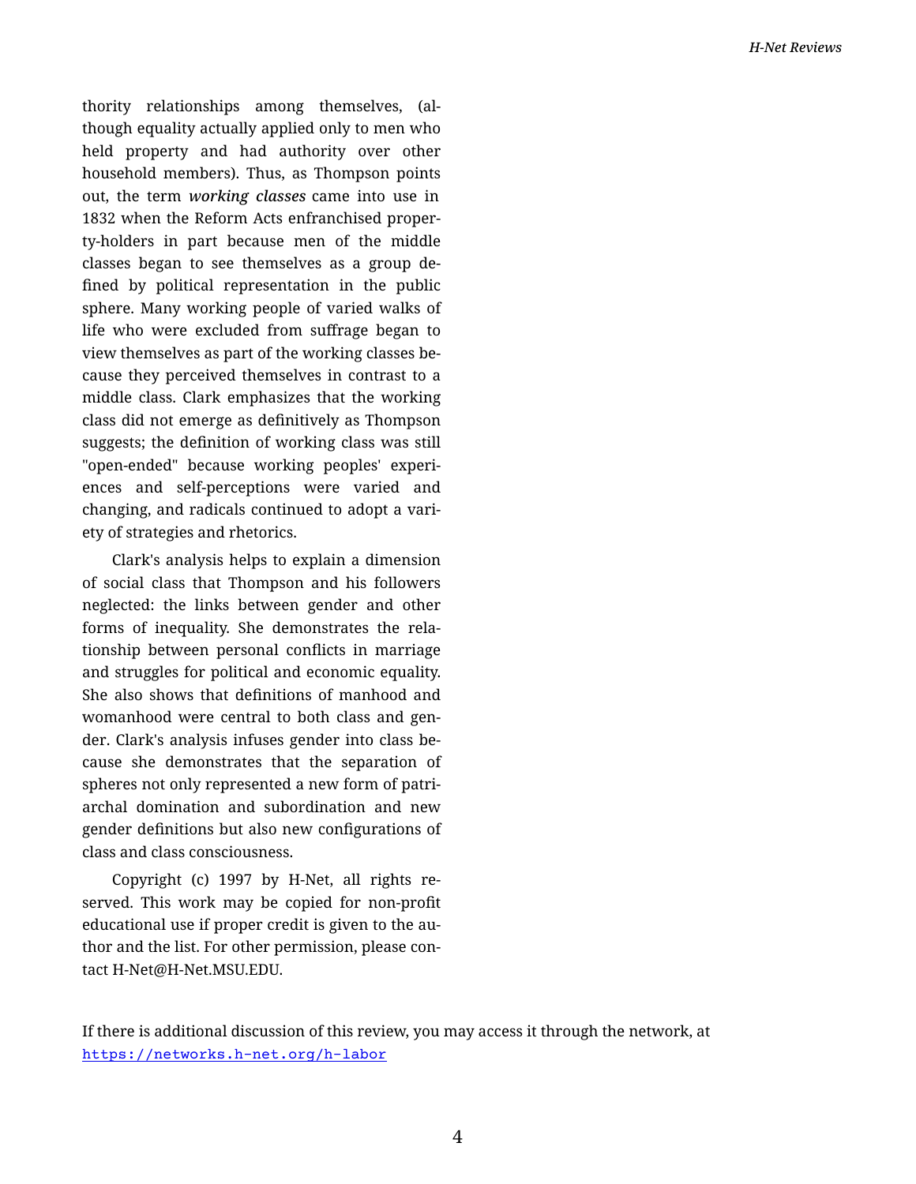thority relationships among themselves, (although equality actually applied only to men who held property and had authority over other household members). Thus, as Thompson points out, the term *working classes* came into use in 1832 when the Reform Acts enfranchised property-holders in part because men of the middle classes began to see themselves as a group defined by political representation in the public sphere. Many working people of varied walks of life who were excluded from suffrage began to view themselves as part of the working classes because they perceived themselves in contrast to a middle class. Clark emphasizes that the working class did not emerge as definitively as Thompson suggests; the definition of working class was still "open-ended" because working peoples' experiences and self-perceptions were varied and changing, and radicals continued to adopt a variety of strategies and rhetorics.

Clark's analysis helps to explain a dimension of social class that Thompson and his followers neglected: the links between gender and other forms of inequality. She demonstrates the relationship between personal conflicts in marriage and struggles for political and economic equality. She also shows that definitions of manhood and womanhood were central to both class and gender. Clark's analysis infuses gender into class because she demonstrates that the separation of spheres not only represented a new form of patriarchal domination and subordination and new gender definitions but also new configurations of class and class consciousness.

Copyright (c) 1997 by H-Net, all rights reserved. This work may be copied for non-profit educational use if proper credit is given to the author and the list. For other permission, please contact H-Net@H-Net.MSU.EDU.

If there is additional discussion of this review, you may access it through the network, at https://networks.h-net.org/h-labor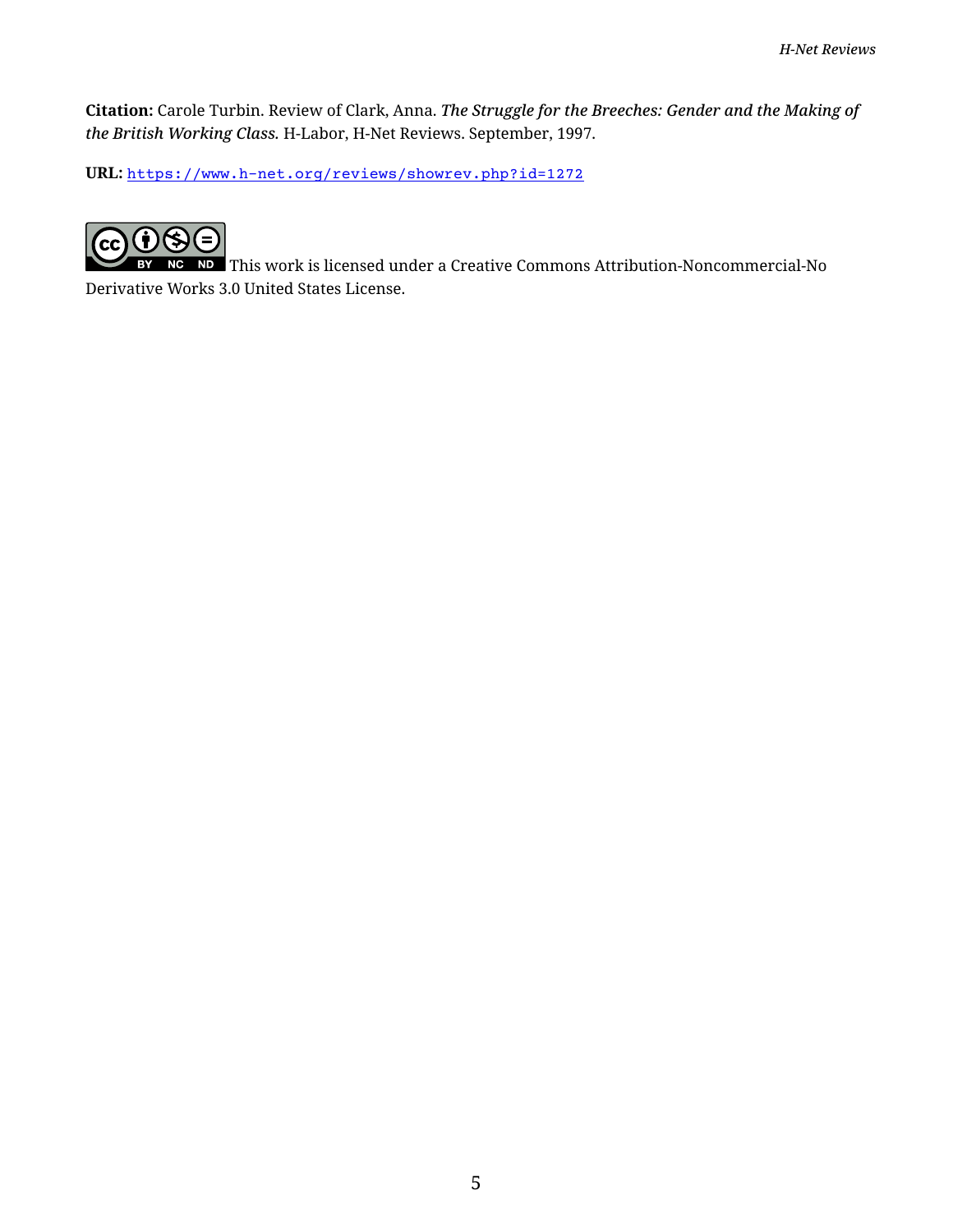**Citation:** Carole Turbin. Review of Clark, Anna. ***The Struggle for the Breeches: Gender and the Making of the British Working Class.*** H-Labor, H-Net Reviews. September, 1997.

**URL:** https://www.h-net.org/reviews/showrev.php?id=1272

This work is licensed under a Creative Commons Attribution-Noncommercial-No Derivative Works 3.0 United States License.